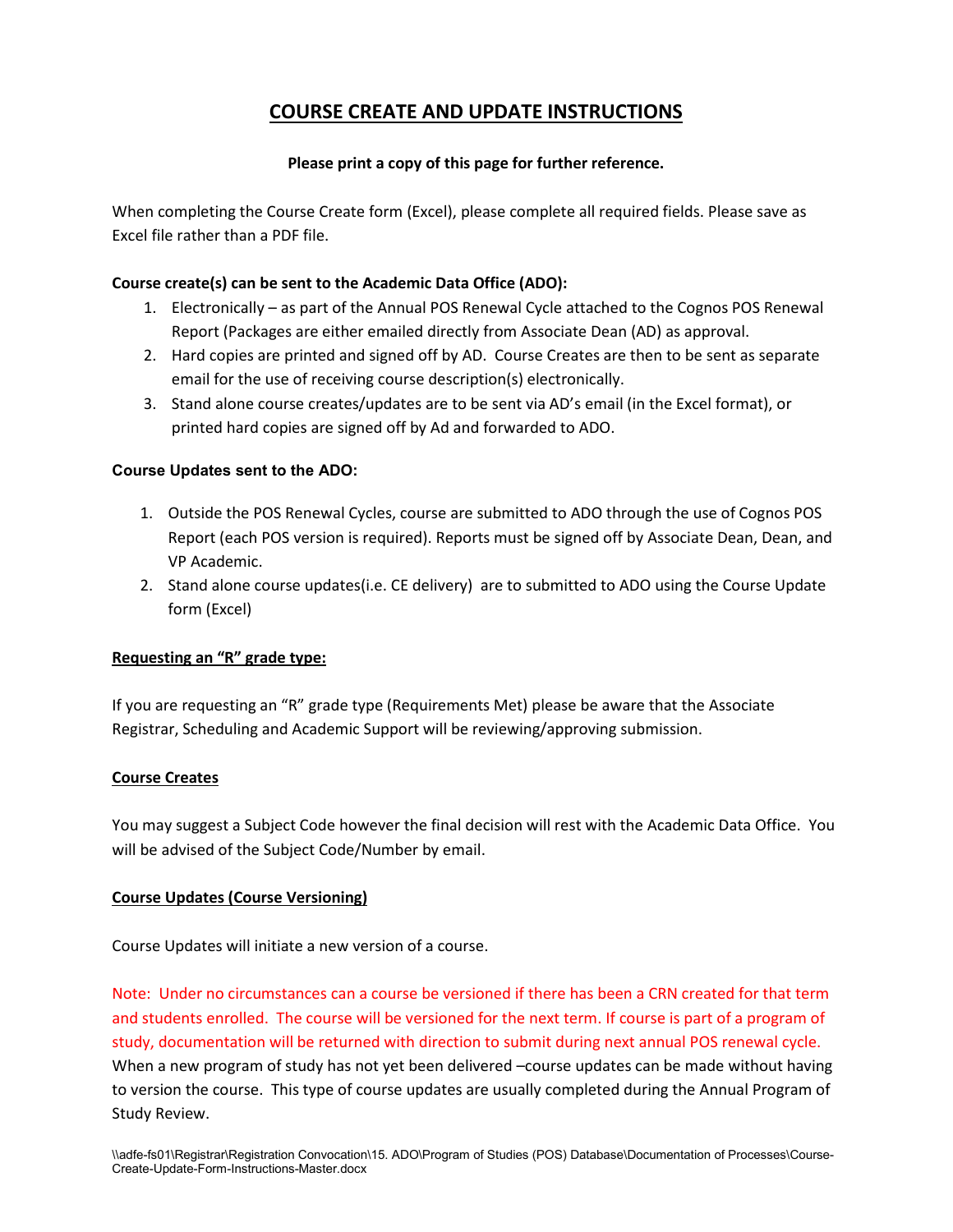# COURSE CREATE AND UPDATE INSTRUCTIONS

**Please print a copy of this page for further reference.**

When completing the Course Create form (Excel), please complete all required fields. Please save as Excel file rather than a PDF file.

**Course create(s) can be sent to the Academic Data Office (ADO):**

1. Electronically – as part of the Annual POS Renewal Cycle attached to the Cognos POS Renewal Report (Packages are either emailed directly from Associate Dean (AD) as approval.
2. Hard copies are printed and signed off by AD. Course Creates are then to be sent as separate email for the use of receiving course description(s) electronically.
3. Stand alone course creates/updates are to be sent via AD's email (in the Excel format), or printed hard copies are signed off by Ad and forwarded to ADO.

**Course Updates sent to the ADO:**

1. Outside the POS Renewal Cycles, course are submitted to ADO through the use of Cognos POS Report (each POS version is required). Reports must be signed off by Associate Dean, Dean, and VP Academic.
2. Stand alone course updates(i.e. CE delivery) are to submitted to ADO using the Course Update form (Excel)

**Requesting an "R" grade type:**

If you are requesting an "R" grade type (Requirements Met) please be aware that the Associate Registrar, Scheduling and Academic Support will be reviewing/approving submission.

**Course Creates**

You may suggest a Subject Code however the final decision will rest with the Academic Data Office. You will be advised of the Subject Code/Number by email.

**Course Updates (Course Versioning)**

Course Updates will initiate a new version of a course.

Note: Under no circumstances can a course be versioned if there has been a CRN created for that term and students enrolled. The course will be versioned for the next term. If course is part of a program of study, documentation will be returned with direction to submit during next annual POS renewal cycle. When a new program of study has not yet been delivered –course updates can be made without having to version the course. This type of course updates are usually completed during the Annual Program of Study Review.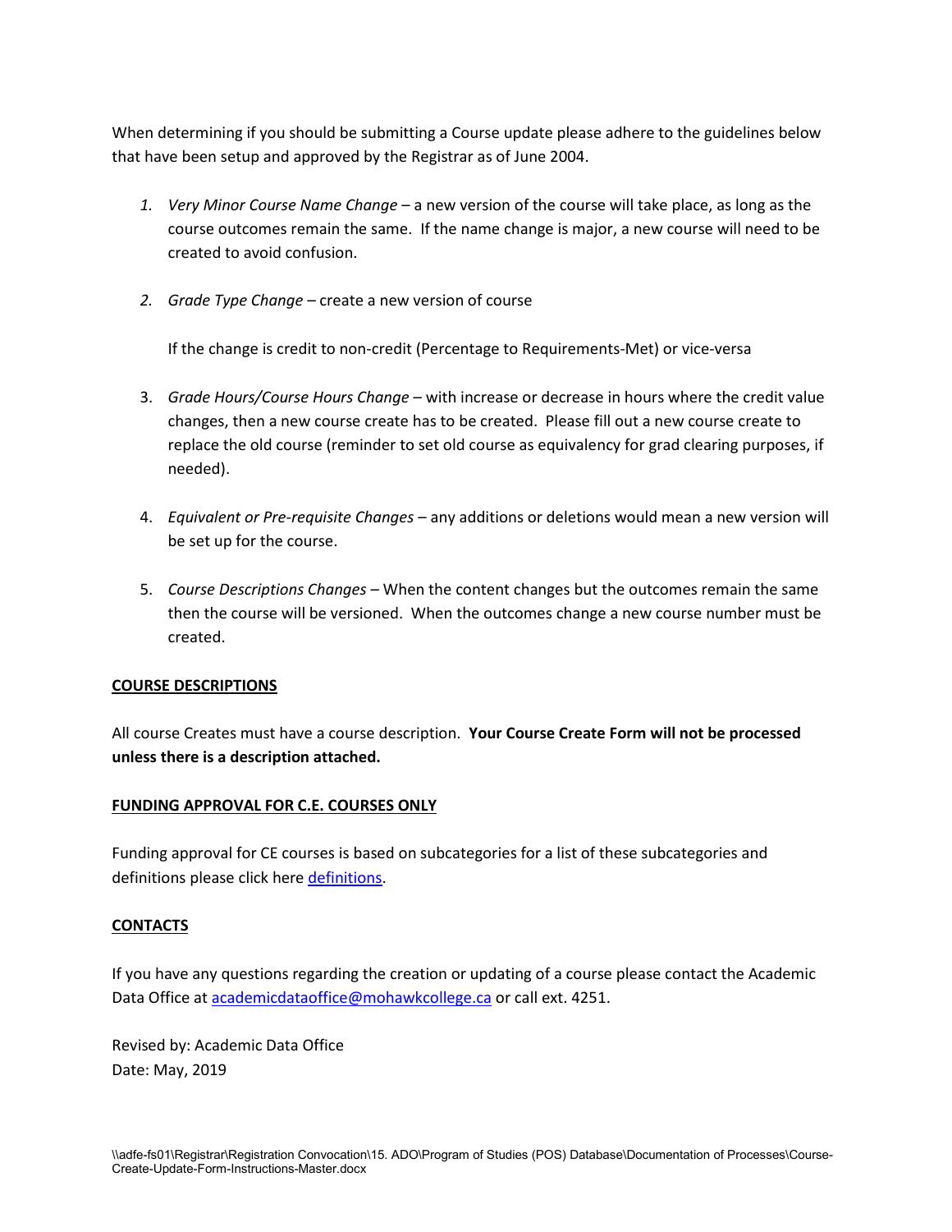When determining if you should be submitting a Course update please adhere to the guidelines below that have been setup and approved by the Registrar as of June 2004.

1. *Very Minor Course Name Change* – a new version of the course will take place, as long as the course outcomes remain the same. If the name change is major, a new course will need to be created to avoid confusion.

2. *Grade Type Change* – create a new version of course

   If the change is credit to non-credit (Percentage to Requirements-Met) or vice-versa

3. *Grade Hours/Course Hours Change* – with increase or decrease in hours where the credit value changes, then a new course create has to be created. Please fill out a new course create to replace the old course (reminder to set old course as equivalency for grad clearing purposes, if needed).

4. *Equivalent or Pre-requisite Changes* – any additions or deletions would mean a new version will be set up for the course.

5. *Course Descriptions Changes* – When the content changes but the outcomes remain the same then the course will be versioned. When the outcomes change a new course number must be created.

## COURSE DESCRIPTIONS

All course Creates must have a course description. **Your Course Create Form will not be processed unless there is a description attached.**

## FUNDING APPROVAL FOR C.E. COURSES ONLY

Funding approval for CE courses is based on subcategories for a list of these subcategories and definitions please click here definitions.

## CONTACTS

If you have any questions regarding the creation or updating of a course please contact the Academic Data Office at academicdataoffice@mohawkcollege.ca or call ext. 4251.

Revised by: Academic Data Office
Date: May, 2019